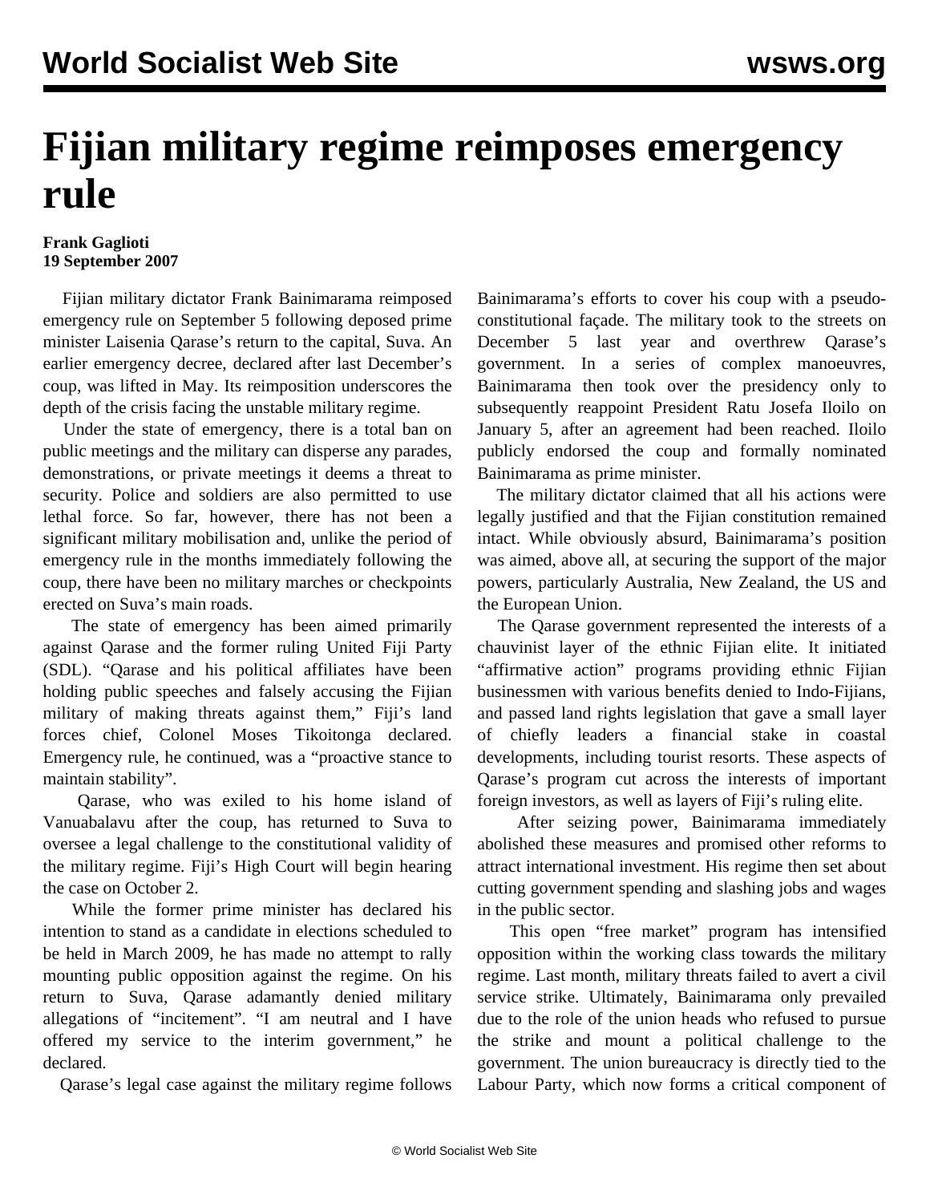# Fijian military regime reimposes emergency rule

**Frank Gaglioti**
**19 September 2007**

Fijian military dictator Frank Bainimarama reimposed emergency rule on September 5 following deposed prime minister Laisenia Qarase's return to the capital, Suva. An earlier emergency decree, declared after last December's coup, was lifted in May. Its reimposition underscores the depth of the crisis facing the unstable military regime.

Under the state of emergency, there is a total ban on public meetings and the military can disperse any parades, demonstrations, or private meetings it deems a threat to security. Police and soldiers are also permitted to use lethal force. So far, however, there has not been a significant military mobilisation and, unlike the period of emergency rule in the months immediately following the coup, there have been no military marches or checkpoints erected on Suva's main roads.

The state of emergency has been aimed primarily against Qarase and the former ruling United Fiji Party (SDL). "Qarase and his political affiliates have been holding public speeches and falsely accusing the Fijian military of making threats against them," Fiji's land forces chief, Colonel Moses Tikoitonga declared. Emergency rule, he continued, was a "proactive stance to maintain stability".

Qarase, who was exiled to his home island of Vanuabalavu after the coup, has returned to Suva to oversee a legal challenge to the constitutional validity of the military regime. Fiji's High Court will begin hearing the case on October 2.

While the former prime minister has declared his intention to stand as a candidate in elections scheduled to be held in March 2009, he has made no attempt to rally mounting public opposition against the regime. On his return to Suva, Qarase adamantly denied military allegations of "incitement". "I am neutral and I have offered my service to the interim government," he declared.

Qarase's legal case against the military regime follows Bainimarama's efforts to cover his coup with a pseudo-constitutional façade. The military took to the streets on December 5 last year and overthrew Qarase's government. In a series of complex manoeuvres, Bainimarama then took over the presidency only to subsequently reappoint President Ratu Josefa Iloilo on January 5, after an agreement had been reached. Iloilo publicly endorsed the coup and formally nominated Bainimarama as prime minister.

The military dictator claimed that all his actions were legally justified and that the Fijian constitution remained intact. While obviously absurd, Bainimarama's position was aimed, above all, at securing the support of the major powers, particularly Australia, New Zealand, the US and the European Union.

The Qarase government represented the interests of a chauvinist layer of the ethnic Fijian elite. It initiated "affirmative action" programs providing ethnic Fijian businessmen with various benefits denied to Indo-Fijians, and passed land rights legislation that gave a small layer of chiefly leaders a financial stake in coastal developments, including tourist resorts. These aspects of Qarase's program cut across the interests of important foreign investors, as well as layers of Fiji's ruling elite.

After seizing power, Bainimarama immediately abolished these measures and promised other reforms to attract international investment. His regime then set about cutting government spending and slashing jobs and wages in the public sector.

This open "free market" program has intensified opposition within the working class towards the military regime. Last month, military threats failed to avert a civil service strike. Ultimately, Bainimarama only prevailed due to the role of the union heads who refused to pursue the strike and mount a political challenge to the government. The union bureaucracy is directly tied to the Labour Party, which now forms a critical component of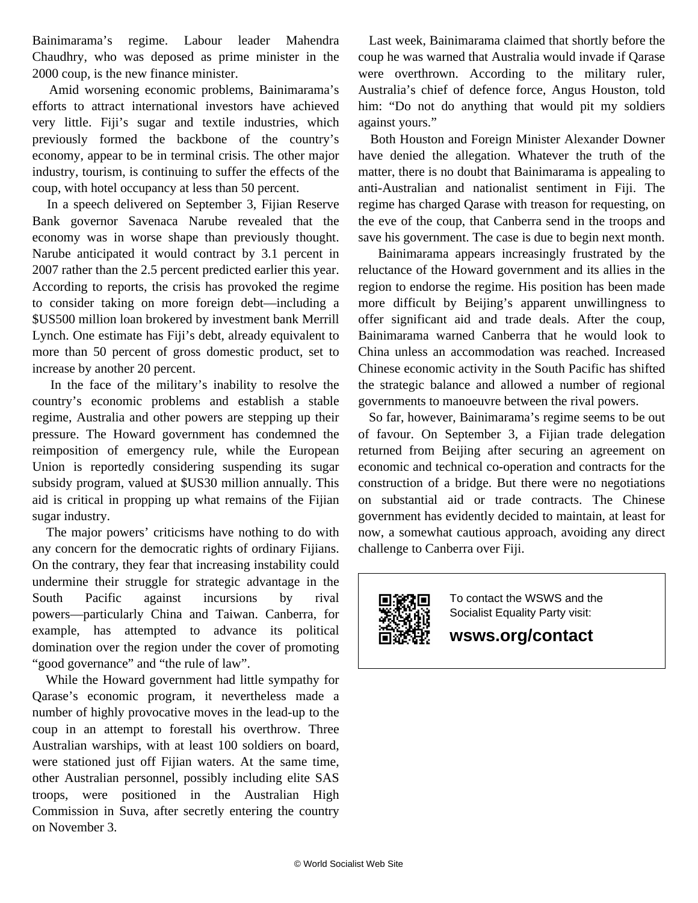Bainimarama's regime. Labour leader Mahendra Chaudhry, who was deposed as prime minister in the 2000 coup, is the new finance minister.

Amid worsening economic problems, Bainimarama's efforts to attract international investors have achieved very little. Fiji's sugar and textile industries, which previously formed the backbone of the country's economy, appear to be in terminal crisis. The other major industry, tourism, is continuing to suffer the effects of the coup, with hotel occupancy at less than 50 percent.

In a speech delivered on September 3, Fijian Reserve Bank governor Savenaca Narube revealed that the economy was in worse shape than previously thought. Narube anticipated it would contract by 3.1 percent in 2007 rather than the 2.5 percent predicted earlier this year. According to reports, the crisis has provoked the regime to consider taking on more foreign debt—including a $US500 million loan brokered by investment bank Merrill Lynch. One estimate has Fiji's debt, already equivalent to more than 50 percent of gross domestic product, set to increase by another 20 percent.

In the face of the military's inability to resolve the country's economic problems and establish a stable regime, Australia and other powers are stepping up their pressure. The Howard government has condemned the reimposition of emergency rule, while the European Union is reportedly considering suspending its sugar subsidy program, valued at $US30 million annually. This aid is critical in propping up what remains of the Fijian sugar industry.

The major powers' criticisms have nothing to do with any concern for the democratic rights of ordinary Fijians. On the contrary, they fear that increasing instability could undermine their struggle for strategic advantage in the South Pacific against incursions by rival powers—particularly China and Taiwan. Canberra, for example, has attempted to advance its political domination over the region under the cover of promoting "good governance" and "the rule of law".

While the Howard government had little sympathy for Qarase's economic program, it nevertheless made a number of highly provocative moves in the lead-up to the coup in an attempt to forestall his overthrow. Three Australian warships, with at least 100 soldiers on board, were stationed just off Fijian waters. At the same time, other Australian personnel, possibly including elite SAS troops, were positioned in the Australian High Commission in Suva, after secretly entering the country on November 3.

Last week, Bainimarama claimed that shortly before the coup he was warned that Australia would invade if Qarase were overthrown. According to the military ruler, Australia's chief of defence force, Angus Houston, told him: "Do not do anything that would pit my soldiers against yours."

Both Houston and Foreign Minister Alexander Downer have denied the allegation. Whatever the truth of the matter, there is no doubt that Bainimarama is appealing to anti-Australian and nationalist sentiment in Fiji. The regime has charged Qarase with treason for requesting, on the eve of the coup, that Canberra send in the troops and save his government. The case is due to begin next month.

Bainimarama appears increasingly frustrated by the reluctance of the Howard government and its allies in the region to endorse the regime. His position has been made more difficult by Beijing's apparent unwillingness to offer significant aid and trade deals. After the coup, Bainimarama warned Canberra that he would look to China unless an accommodation was reached. Increased Chinese economic activity in the South Pacific has shifted the strategic balance and allowed a number of regional governments to manoeuvre between the rival powers.

So far, however, Bainimarama's regime seems to be out of favour. On September 3, a Fijian trade delegation returned from Beijing after securing an agreement on economic and technical co-operation and contracts for the construction of a bridge. But there were no negotiations on substantial aid or trade contracts. The Chinese government has evidently decided to maintain, at least for now, a somewhat cautious approach, avoiding any direct challenge to Canberra over Fiji.

To contact the WSWS and the Socialist Equality Party visit:

**wsws.org/contact**